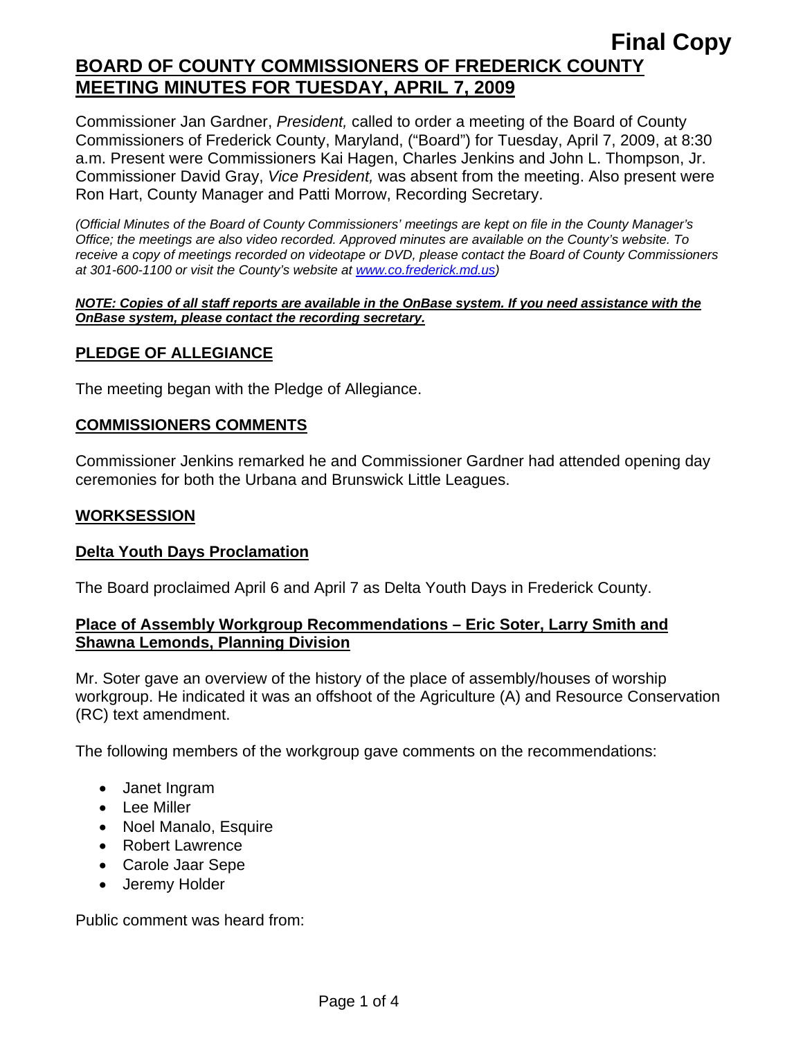**Final Copy**

# BOARD OF COUNTY COMMISSIONERS OF FREDERICK COUNTY MEETING MINUTES FOR TUESDAY, APRIL 7, 2009

Commissioner Jan Gardner, *President,* called to order a meeting of the Board of County Commissioners of Frederick County, Maryland, ("Board") for Tuesday, April 7, 2009, at 8:30 a.m. Present were Commissioners Kai Hagen, Charles Jenkins and John L. Thompson, Jr. Commissioner David Gray, *Vice President,* was absent from the meeting. Also present were Ron Hart, County Manager and Patti Morrow, Recording Secretary.

*(Official Minutes of the Board of County Commissioners' meetings are kept on file in the County Manager's Office; the meetings are also video recorded. Approved minutes are available on the County's website. To receive a copy of meetings recorded on videotape or DVD, please contact the Board of County Commissioners at 301-600-1100 or visit the County's website at www.co.frederick.md.us)*

***NOTE: Copies of all staff reports are available in the OnBase system. If you need assistance with the OnBase system, please contact the recording secretary.***

## PLEDGE OF ALLEGIANCE

The meeting began with the Pledge of Allegiance.

## COMMISSIONERS COMMENTS

Commissioner Jenkins remarked he and Commissioner Gardner had attended opening day ceremonies for both the Urbana and Brunswick Little Leagues.

## WORKSESSION

### Delta Youth Days Proclamation

The Board proclaimed April 6 and April 7 as Delta Youth Days in Frederick County.

### Place of Assembly Workgroup Recommendations – Eric Soter, Larry Smith and Shawna Lemonds, Planning Division

Mr. Soter gave an overview of the history of the place of assembly/houses of worship workgroup. He indicated it was an offshoot of the Agriculture (A) and Resource Conservation (RC) text amendment.

The following members of the workgroup gave comments on the recommendations:

- Janet Ingram
- Lee Miller
- Noel Manalo, Esquire
- Robert Lawrence
- Carole Jaar Sepe
- Jeremy Holder

Public comment was heard from: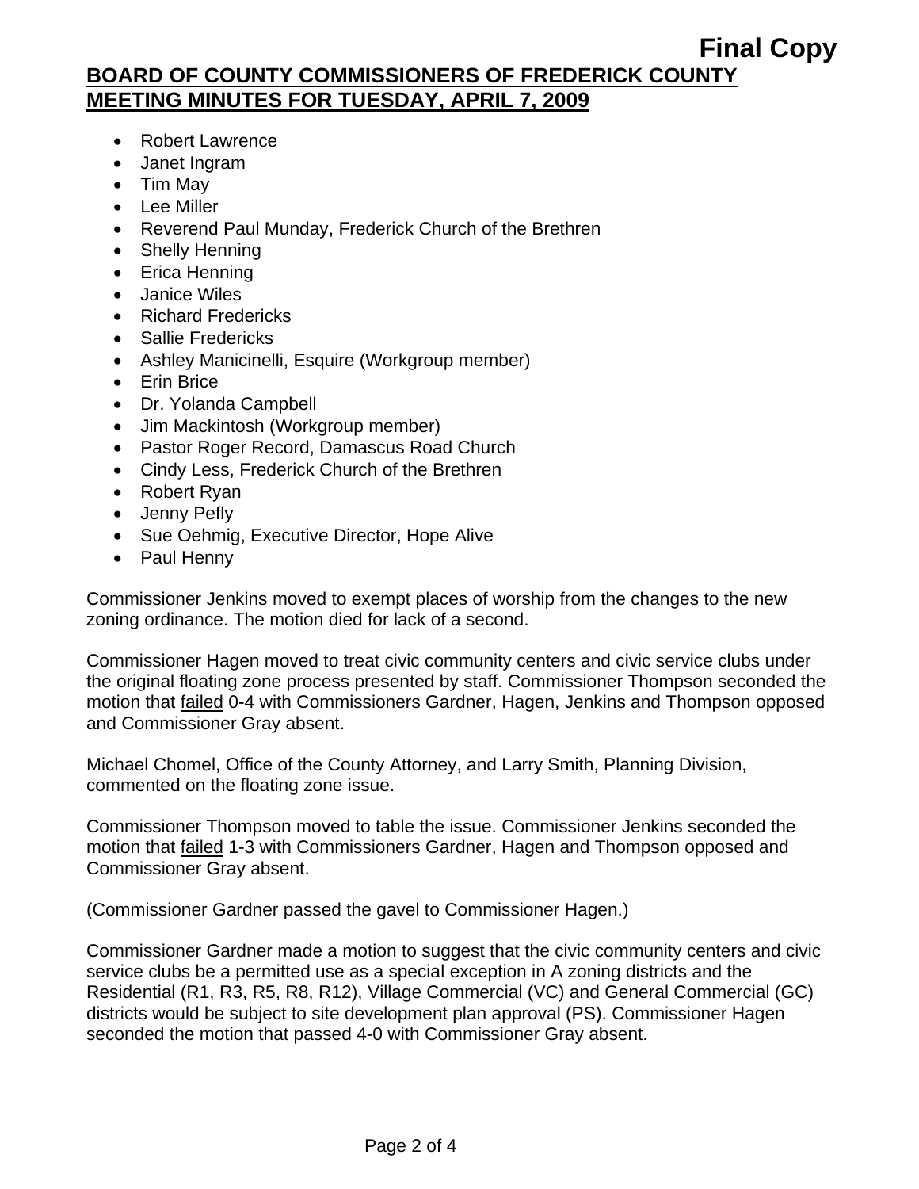- Robert Lawrence
- Janet Ingram
- Tim May
- Lee Miller
- Reverend Paul Munday, Frederick Church of the Brethren
- Shelly Henning
- Erica Henning
- Janice Wiles
- Richard Fredericks
- Sallie Fredericks
- Ashley Manicinelli, Esquire (Workgroup member)
- Erin Brice
- Dr. Yolanda Campbell
- Jim Mackintosh (Workgroup member)
- Pastor Roger Record, Damascus Road Church
- Cindy Less, Frederick Church of the Brethren
- Robert Ryan
- Jenny Pefly
- Sue Oehmig, Executive Director, Hope Alive
- Paul Henny

Commissioner Jenkins moved to exempt places of worship from the changes to the new zoning ordinance. The motion died for lack of a second.

Commissioner Hagen moved to treat civic community centers and civic service clubs under the original floating zone process presented by staff. Commissioner Thompson seconded the motion that failed 0-4 with Commissioners Gardner, Hagen, Jenkins and Thompson opposed and Commissioner Gray absent.

Michael Chomel, Office of the County Attorney, and Larry Smith, Planning Division, commented on the floating zone issue.

Commissioner Thompson moved to table the issue. Commissioner Jenkins seconded the motion that failed 1-3 with Commissioners Gardner, Hagen and Thompson opposed and Commissioner Gray absent.

(Commissioner Gardner passed the gavel to Commissioner Hagen.)

Commissioner Gardner made a motion to suggest that the civic community centers and civic service clubs be a permitted use as a special exception in A zoning districts and the Residential (R1, R3, R5, R8, R12), Village Commercial (VC) and General Commercial (GC) districts would be subject to site development plan approval (PS). Commissioner Hagen seconded the motion that passed 4-0 with Commissioner Gray absent.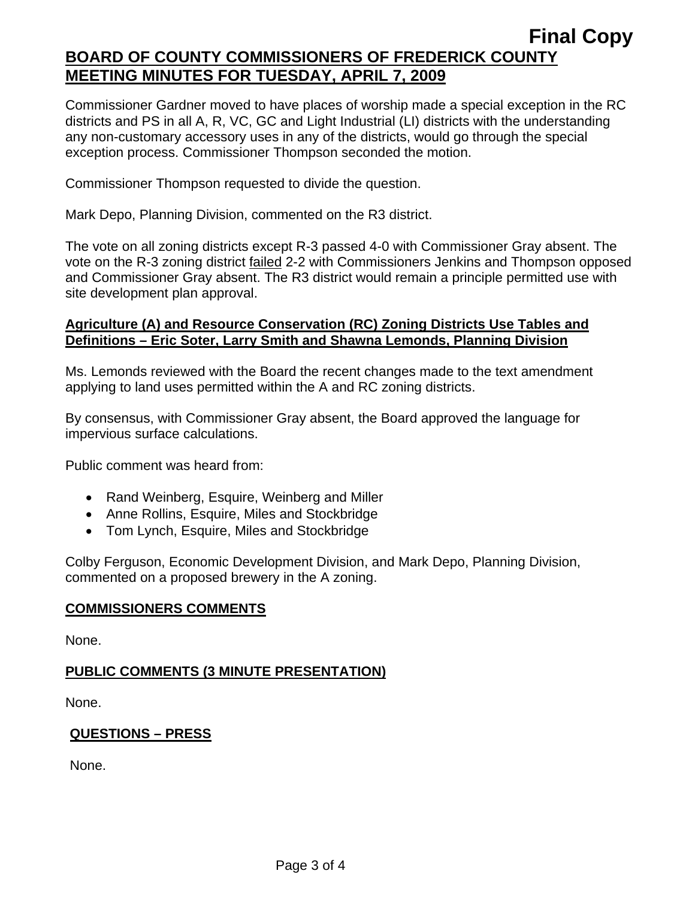**Final Copy**

**BOARD OF COUNTY COMMISSIONERS OF FREDERICK COUNTY MEETING MINUTES FOR TUESDAY, APRIL 7, 2009**

Commissioner Gardner moved to have places of worship made a special exception in the RC districts and PS in all A, R, VC, GC and Light Industrial (LI) districts with the understanding any non-customary accessory uses in any of the districts, would go through the special exception process. Commissioner Thompson seconded the motion.

Commissioner Thompson requested to divide the question.

Mark Depo, Planning Division, commented on the R3 district.

The vote on all zoning districts except R-3 passed 4-0 with Commissioner Gray absent. The vote on the R-3 zoning district failed 2-2 with Commissioners Jenkins and Thompson opposed and Commissioner Gray absent. The R3 district would remain a principle permitted use with site development plan approval.

**Agriculture (A) and Resource Conservation (RC) Zoning Districts Use Tables and Definitions – Eric Soter, Larry Smith and Shawna Lemonds, Planning Division**

Ms. Lemonds reviewed with the Board the recent changes made to the text amendment applying to land uses permitted within the A and RC zoning districts.

By consensus, with Commissioner Gray absent, the Board approved the language for impervious surface calculations.

Public comment was heard from:

- Rand Weinberg, Esquire, Weinberg and Miller
- Anne Rollins, Esquire, Miles and Stockbridge
- Tom Lynch, Esquire, Miles and Stockbridge

Colby Ferguson, Economic Development Division, and Mark Depo, Planning Division, commented on a proposed brewery in the A zoning.

**COMMISSIONERS COMMENTS**

None.

**PUBLIC COMMENTS (3 MINUTE PRESENTATION)**

None.

**QUESTIONS – PRESS**

None.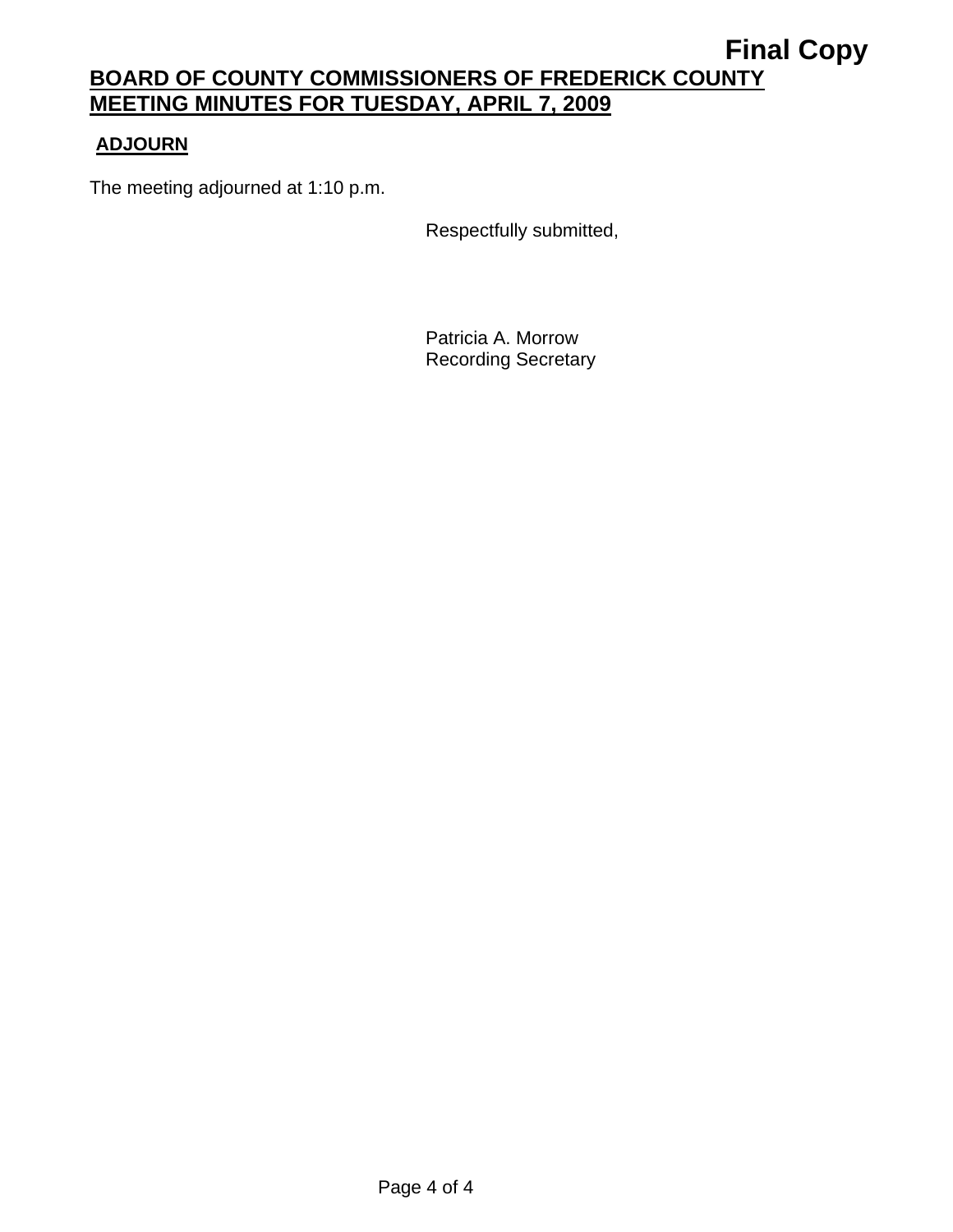**ADJOURN**

The meeting adjourned at 1:10 p.m.

Respectfully submitted,

Patricia A. Morrow
Recording Secretary